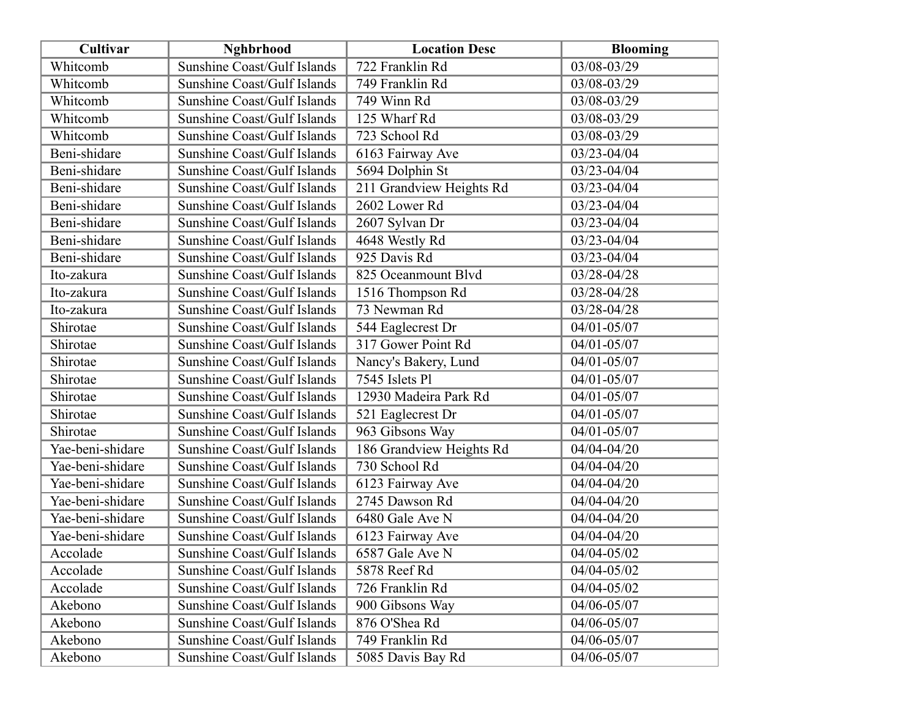| Cultivar | Nghbrhood | Location Desc | Blooming |
| --- | --- | --- | --- |
| Whitcomb | Sunshine Coast/Gulf Islands | 722 Franklin Rd | 03/08-03/29 |
| Whitcomb | Sunshine Coast/Gulf Islands | 749 Franklin Rd | 03/08-03/29 |
| Whitcomb | Sunshine Coast/Gulf Islands | 749 Winn Rd | 03/08-03/29 |
| Whitcomb | Sunshine Coast/Gulf Islands | 125 Wharf Rd | 03/08-03/29 |
| Whitcomb | Sunshine Coast/Gulf Islands | 723 School Rd | 03/08-03/29 |
| Beni-shidare | Sunshine Coast/Gulf Islands | 6163 Fairway Ave | 03/23-04/04 |
| Beni-shidare | Sunshine Coast/Gulf Islands | 5694 Dolphin St | 03/23-04/04 |
| Beni-shidare | Sunshine Coast/Gulf Islands | 211 Grandview Heights Rd | 03/23-04/04 |
| Beni-shidare | Sunshine Coast/Gulf Islands | 2602 Lower Rd | 03/23-04/04 |
| Beni-shidare | Sunshine Coast/Gulf Islands | 2607 Sylvan Dr | 03/23-04/04 |
| Beni-shidare | Sunshine Coast/Gulf Islands | 4648 Westly Rd | 03/23-04/04 |
| Beni-shidare | Sunshine Coast/Gulf Islands | 925 Davis Rd | 03/23-04/04 |
| Ito-zakura | Sunshine Coast/Gulf Islands | 825 Oceanmount Blvd | 03/28-04/28 |
| Ito-zakura | Sunshine Coast/Gulf Islands | 1516 Thompson Rd | 03/28-04/28 |
| Ito-zakura | Sunshine Coast/Gulf Islands | 73 Newman Rd | 03/28-04/28 |
| Shirotae | Sunshine Coast/Gulf Islands | 544 Eaglecrest Dr | 04/01-05/07 |
| Shirotae | Sunshine Coast/Gulf Islands | 317 Gower Point Rd | 04/01-05/07 |
| Shirotae | Sunshine Coast/Gulf Islands | Nancy's Bakery, Lund | 04/01-05/07 |
| Shirotae | Sunshine Coast/Gulf Islands | 7545 Islets Pl | 04/01-05/07 |
| Shirotae | Sunshine Coast/Gulf Islands | 12930 Madeira Park Rd | 04/01-05/07 |
| Shirotae | Sunshine Coast/Gulf Islands | 521 Eaglecrest Dr | 04/01-05/07 |
| Shirotae | Sunshine Coast/Gulf Islands | 963 Gibsons Way | 04/01-05/07 |
| Yae-beni-shidare | Sunshine Coast/Gulf Islands | 186 Grandview Heights Rd | 04/04-04/20 |
| Yae-beni-shidare | Sunshine Coast/Gulf Islands | 730 School Rd | 04/04-04/20 |
| Yae-beni-shidare | Sunshine Coast/Gulf Islands | 6123 Fairway Ave | 04/04-04/20 |
| Yae-beni-shidare | Sunshine Coast/Gulf Islands | 2745 Dawson Rd | 04/04-04/20 |
| Yae-beni-shidare | Sunshine Coast/Gulf Islands | 6480 Gale Ave N | 04/04-04/20 |
| Yae-beni-shidare | Sunshine Coast/Gulf Islands | 6123 Fairway Ave | 04/04-04/20 |
| Accolade | Sunshine Coast/Gulf Islands | 6587 Gale Ave N | 04/04-05/02 |
| Accolade | Sunshine Coast/Gulf Islands | 5878 Reef Rd | 04/04-05/02 |
| Accolade | Sunshine Coast/Gulf Islands | 726 Franklin Rd | 04/04-05/02 |
| Akebono | Sunshine Coast/Gulf Islands | 900 Gibsons Way | 04/06-05/07 |
| Akebono | Sunshine Coast/Gulf Islands | 876 O'Shea Rd | 04/06-05/07 |
| Akebono | Sunshine Coast/Gulf Islands | 749 Franklin Rd | 04/06-05/07 |
| Akebono | Sunshine Coast/Gulf Islands | 5085 Davis Bay Rd | 04/06-05/07 |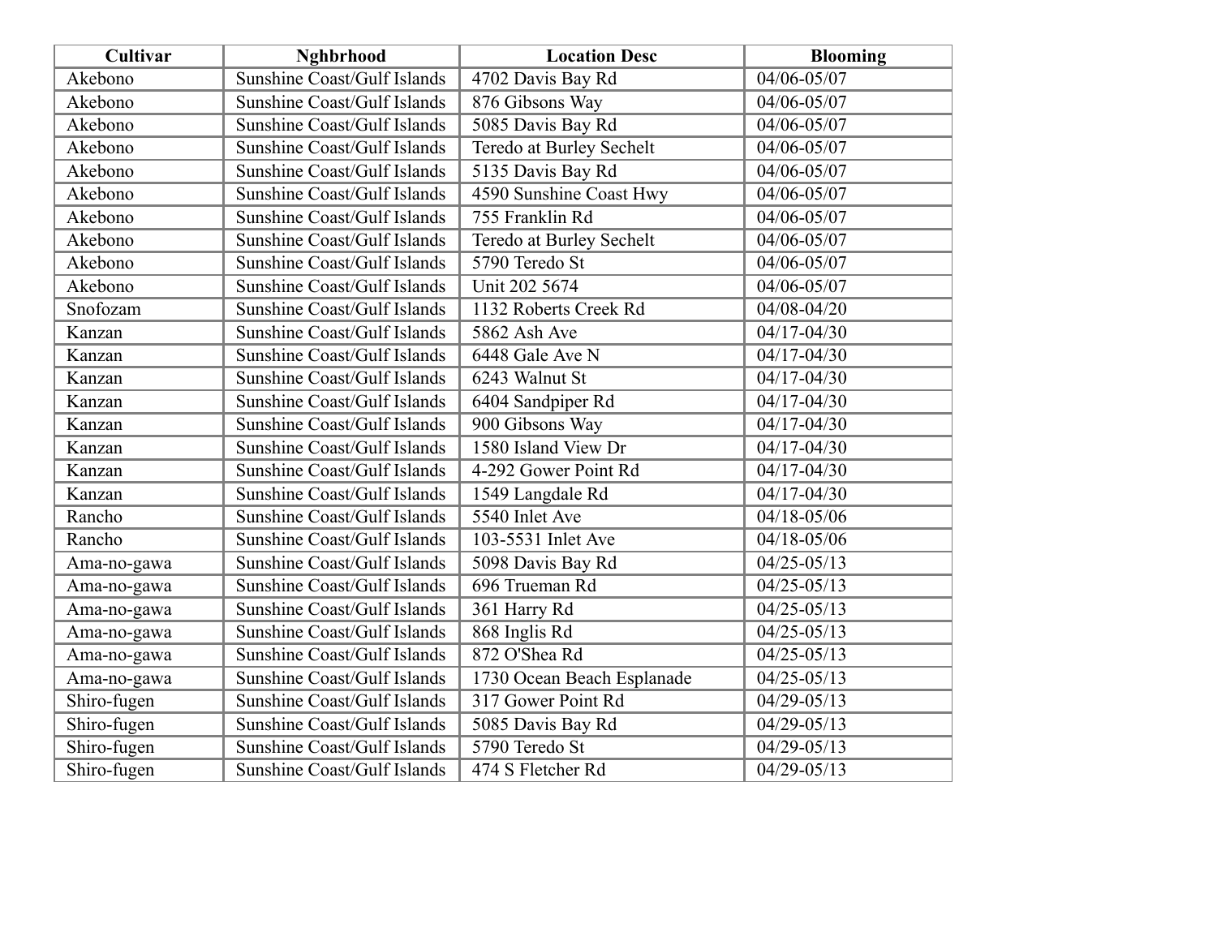| Cultivar | Nghbrhood | Location Desc | Blooming |
|---|---|---|---|
| Akebono | Sunshine Coast/Gulf Islands | 4702 Davis Bay Rd | 04/06-05/07 |
| Akebono | Sunshine Coast/Gulf Islands | 876 Gibsons Way | 04/06-05/07 |
| Akebono | Sunshine Coast/Gulf Islands | 5085 Davis Bay Rd | 04/06-05/07 |
| Akebono | Sunshine Coast/Gulf Islands | Teredo at Burley Sechelt | 04/06-05/07 |
| Akebono | Sunshine Coast/Gulf Islands | 5135 Davis Bay Rd | 04/06-05/07 |
| Akebono | Sunshine Coast/Gulf Islands | 4590 Sunshine Coast Hwy | 04/06-05/07 |
| Akebono | Sunshine Coast/Gulf Islands | 755 Franklin Rd | 04/06-05/07 |
| Akebono | Sunshine Coast/Gulf Islands | Teredo at Burley Sechelt | 04/06-05/07 |
| Akebono | Sunshine Coast/Gulf Islands | 5790 Teredo St | 04/06-05/07 |
| Akebono | Sunshine Coast/Gulf Islands | Unit 202 5674 | 04/06-05/07 |
| Snofozam | Sunshine Coast/Gulf Islands | 1132 Roberts Creek Rd | 04/08-04/20 |
| Kanzan | Sunshine Coast/Gulf Islands | 5862 Ash Ave | 04/17-04/30 |
| Kanzan | Sunshine Coast/Gulf Islands | 6448 Gale Ave N | 04/17-04/30 |
| Kanzan | Sunshine Coast/Gulf Islands | 6243 Walnut St | 04/17-04/30 |
| Kanzan | Sunshine Coast/Gulf Islands | 6404 Sandpiper Rd | 04/17-04/30 |
| Kanzan | Sunshine Coast/Gulf Islands | 900 Gibsons Way | 04/17-04/30 |
| Kanzan | Sunshine Coast/Gulf Islands | 1580 Island View Dr | 04/17-04/30 |
| Kanzan | Sunshine Coast/Gulf Islands | 4-292 Gower Point Rd | 04/17-04/30 |
| Kanzan | Sunshine Coast/Gulf Islands | 1549 Langdale Rd | 04/17-04/30 |
| Rancho | Sunshine Coast/Gulf Islands | 5540 Inlet Ave | 04/18-05/06 |
| Rancho | Sunshine Coast/Gulf Islands | 103-5531 Inlet Ave | 04/18-05/06 |
| Ama-no-gawa | Sunshine Coast/Gulf Islands | 5098 Davis Bay Rd | 04/25-05/13 |
| Ama-no-gawa | Sunshine Coast/Gulf Islands | 696 Trueman Rd | 04/25-05/13 |
| Ama-no-gawa | Sunshine Coast/Gulf Islands | 361 Harry Rd | 04/25-05/13 |
| Ama-no-gawa | Sunshine Coast/Gulf Islands | 868 Inglis Rd | 04/25-05/13 |
| Ama-no-gawa | Sunshine Coast/Gulf Islands | 872 O'Shea Rd | 04/25-05/13 |
| Ama-no-gawa | Sunshine Coast/Gulf Islands | 1730 Ocean Beach Esplanade | 04/25-05/13 |
| Shiro-fugen | Sunshine Coast/Gulf Islands | 317 Gower Point Rd | 04/29-05/13 |
| Shiro-fugen | Sunshine Coast/Gulf Islands | 5085 Davis Bay Rd | 04/29-05/13 |
| Shiro-fugen | Sunshine Coast/Gulf Islands | 5790 Teredo St | 04/29-05/13 |
| Shiro-fugen | Sunshine Coast/Gulf Islands | 474 S Fletcher Rd | 04/29-05/13 |